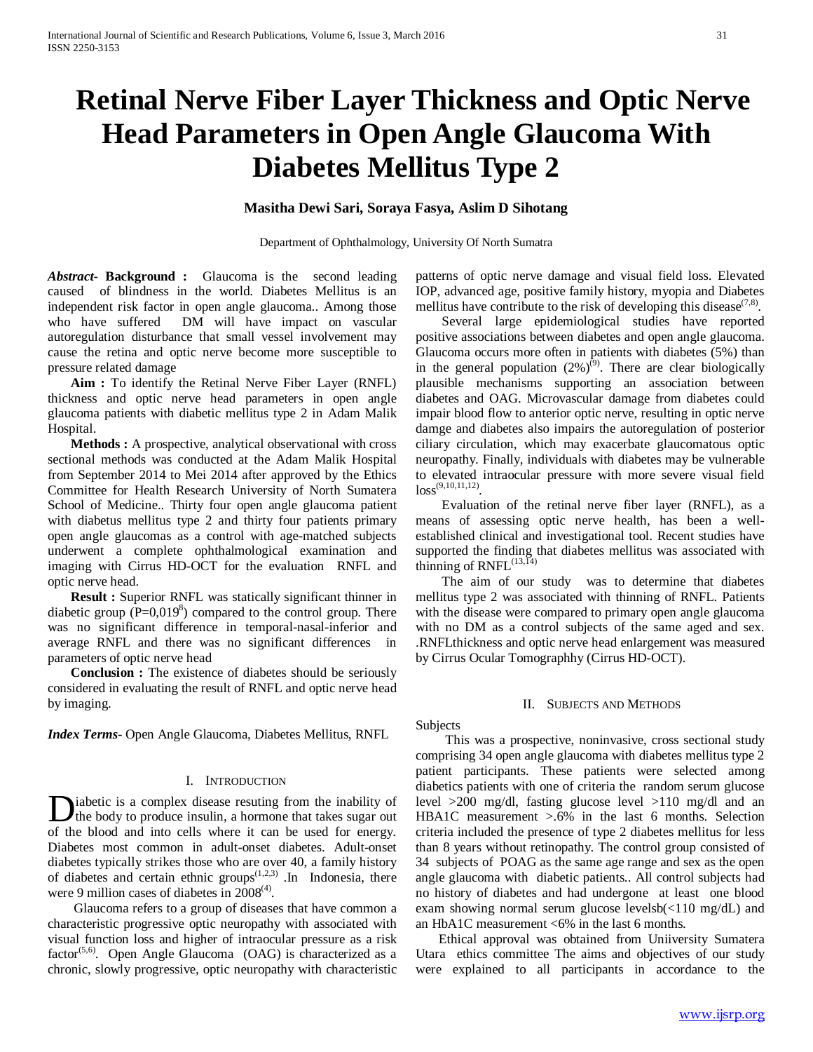# Retinal Nerve Fiber Layer Thickness and Optic Nerve Head Parameters in Open Angle Glaucoma With Diabetes Mellitus Type 2

**Masitha Dewi Sari, Soraya Fasya, Aslim D Sihotang**

Department of Ophthalmology, University Of North Sumatra

***Abstract*- Background :** Glaucoma is the second leading caused of blindness in the world. Diabetes Mellitus is an independent risk factor in open angle glaucoma.. Among those who have suffered DM will have impact on vascular autoregulation disturbance that small vessel involvement may cause the retina and optic nerve become more susceptible to pressure related damage

**Aim :** To identify the Retinal Nerve Fiber Layer (RNFL) thickness and optic nerve head parameters in open angle glaucoma patients with diabetic mellitus type 2 in Adam Malik Hospital.

**Methods :** A prospective, analytical observational with cross sectional methods was conducted at the Adam Malik Hospital from September 2014 to Mei 2014 after approved by the Ethics Committee for Health Research University of North Sumatera School of Medicine.. Thirty four open angle glaucoma patient with diabetus mellitus type 2 and thirty four patients primary open angle glaucomas as a control with age-matched subjects underwent a complete ophthalmological examination and imaging with Cirrus HD-OCT for the evaluation RNFL and optic nerve head.

**Result :** Superior RNFL was statically significant thinner in diabetic group (P=0,019[8]) compared to the control group. There was no significant difference in temporal-nasal-inferior and average RNFL and there was no significant differences in parameters of optic nerve head

**Conclusion :** The existence of diabetes should be seriously considered in evaluating the result of RNFL and optic nerve head by imaging.

***Index Terms***- Open Angle Glaucoma, Diabetes Mellitus, RNFL

## I. Introduction

Diabetic is a complex disease resuting from the inability of the body to produce insulin, a hormone that takes sugar out of the blood and into cells where it can be used for energy. Diabetes most common in adult-onset diabetes. Adult-onset diabetes typically strikes those who are over 40, a family history of diabetes and certain ethnic groups[1,2,3] .In Indonesia, there were 9 million cases of diabetes in 2008[4].

Glaucoma refers to a group of diseases that have common a characteristic progressive optic neuropathy with associated with visual function loss and higher of intraocular pressure as a risk factor[5,6]. Open Angle Glaucoma (OAG) is characterized as a chronic, slowly progressive, optic neuropathy with characteristic patterns of optic nerve damage and visual field loss. Elevated IOP, advanced age, positive family history, myopia and Diabetes mellitus have contribute to the risk of developing this disease[7,8].

Several large epidemiological studies have reported positive associations between diabetes and open angle glaucoma. Glaucoma occurs more often in patients with diabetes (5%) than in the general population (2%)[9]. There are clear biologically plausible mechanisms supporting an association between diabetes and OAG. Microvascular damage from diabetes could impair blood flow to anterior optic nerve, resulting in optic nerve damge and diabetes also impairs the autoregulation of posterior ciliary circulation, which may exacerbate glaucomatous optic neuropathy. Finally, individuals with diabetes may be vulnerable to elevated intraocular pressure with more severe visual field loss[9,10,11,12].

Evaluation of the retinal nerve fiber layer (RNFL), as a means of assessing optic nerve health, has been a well-established clinical and investigational tool. Recent studies have supported the finding that diabetes mellitus was associated with thinning of RNFL[13,14]

The aim of our study was to determine that diabetes mellitus type 2 was associated with thinning of RNFL. Patients with the disease were compared to primary open angle glaucoma with no DM as a control subjects of the same aged and sex. .RNFLthickness and optic nerve head enlargement was measured by Cirrus Ocular Tomographhy (Cirrus HD-OCT).

## II. Subjects and Methods

Subjects

This was a prospective, noninvasive, cross sectional study comprising 34 open angle glaucoma with diabetes mellitus type 2 patient participants. These patients were selected among diabetics patients with one of criteria the random serum glucose level >200 mg/dl, fasting glucose level >110 mg/dl and an HBA1C measurement >.6% in the last 6 months. Selection criteria included the presence of type 2 diabetes mellitus for less than 8 years without retinopathy. The control group consisted of 34 subjects of POAG as the same age range and sex as the open angle glaucoma with diabetic patients.. All control subjects had no history of diabetes and had undergone at least one blood exam showing normal serum glucose levelsb(<110 mg/dL) and an HbA1C measurement <6% in the last 6 months.

Ethical approval was obtained from Uniiversity Sumatera Utara ethics committee The aims and objectives of our study were explained to all participants in accordance to the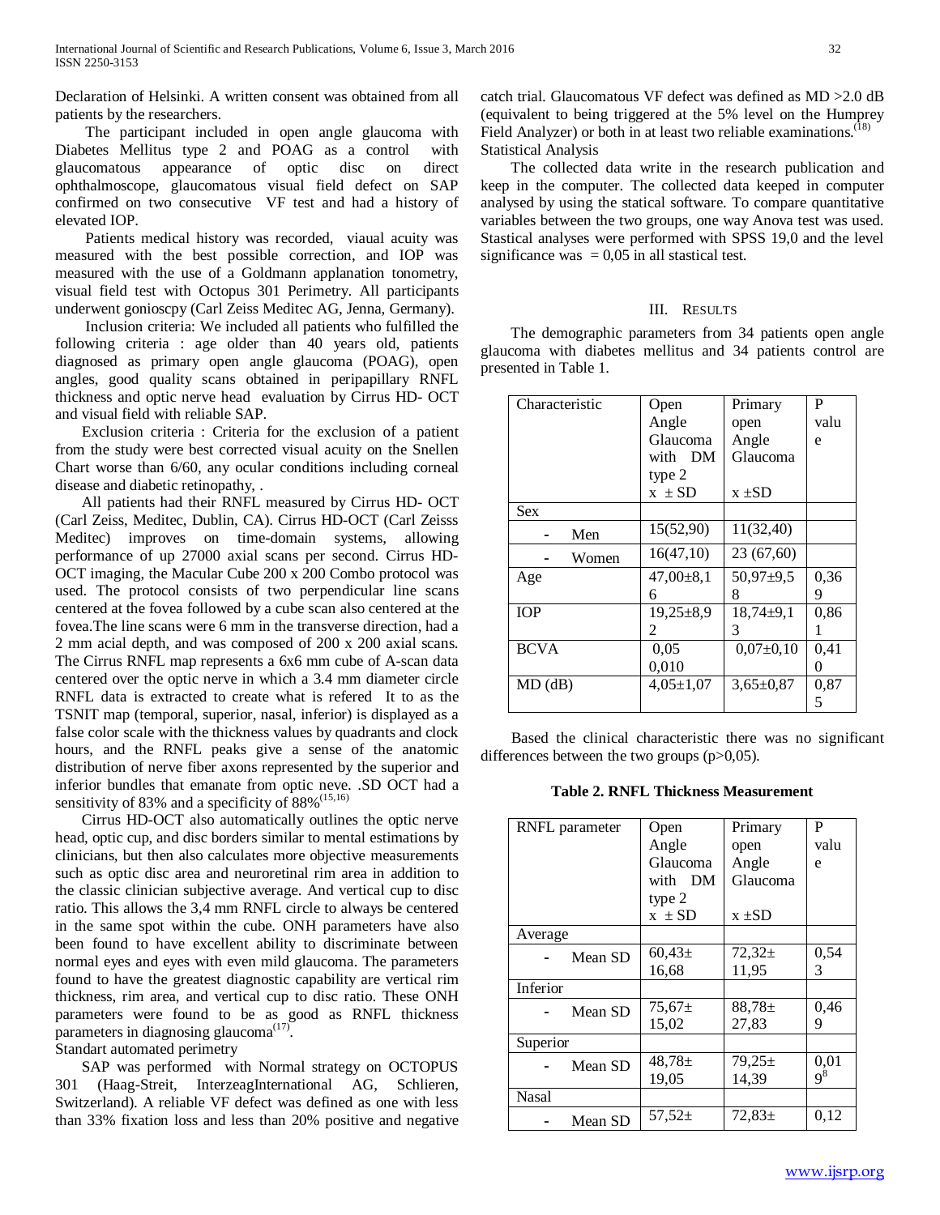Declaration of Helsinki. A written consent was obtained from all patients by the researchers.

The participant included in open angle glaucoma with Diabetes Mellitus type 2 and POAG as a control with glaucomatous appearance of optic disc on direct ophthalmoscope, glaucomatous visual field defect on SAP confirmed on two consecutive VF test and had a history of elevated IOP.

Patients medical history was recorded, viaual acuity was measured with the best possible correction, and IOP was measured with the use of a Goldmann applanation tonometry, visual field test with Octopus 301 Perimetry. All participants underwent gonioscpy (Carl Zeiss Meditec AG, Jenna, Germany).

Inclusion criteria: We included all patients who fulfilled the following criteria : age older than 40 years old, patients diagnosed as primary open angle glaucoma (POAG), open angles, good quality scans obtained in peripapillary RNFL thickness and optic nerve head evaluation by Cirrus HD- OCT and visual field with reliable SAP.

Exclusion criteria : Criteria for the exclusion of a patient from the study were best corrected visual acuity on the Snellen Chart worse than 6/60, any ocular conditions including corneal disease and diabetic retinopathy, .

All patients had their RNFL measured by Cirrus HD- OCT (Carl Zeiss, Meditec, Dublin, CA). Cirrus HD-OCT (Carl Zeisss Meditec) improves on time-domain systems, allowing performance of up 27000 axial scans per second. Cirrus HD-OCT imaging, the Macular Cube 200 x 200 Combo protocol was used. The protocol consists of two perpendicular line scans centered at the fovea followed by a cube scan also centered at the fovea.The line scans were 6 mm in the transverse direction, had a 2 mm acial depth, and was composed of 200 x 200 axial scans. The Cirrus RNFL map represents a 6x6 mm cube of A-scan data centered over the optic nerve in which a 3.4 mm diameter circle RNFL data is extracted to create what is refered It to as the TSNIT map (temporal, superior, nasal, inferior) is displayed as a false color scale with the thickness values by quadrants and clock hours, and the RNFL peaks give a sense of the anatomic distribution of nerve fiber axons represented by the superior and inferior bundles that emanate from optic neve. .SD OCT had a sensitivity of 83% and a specificity of 88%[15,16]

Cirrus HD-OCT also automatically outlines the optic nerve head, optic cup, and disc borders similar to mental estimations by clinicians, but then also calculates more objective measurements such as optic disc area and neuroretinal rim area in addition to the classic clinician subjective average. And vertical cup to disc ratio. This allows the 3,4 mm RNFL circle to always be centered in the same spot within the cube. ONH parameters have also been found to have excellent ability to discriminate between normal eyes and eyes with even mild glaucoma. The parameters found to have the greatest diagnostic capability are vertical rim thickness, rim area, and vertical cup to disc ratio. These ONH parameters were found to be as good as RNFL thickness parameters in diagnosing glaucoma[17].

Standart automated perimetry

SAP was performed with Normal strategy on OCTOPUS 301 (Haag-Streit, InterzeagInternational AG, Schlieren, Switzerland). A reliable VF defect was defined as one with less than 33% fixation loss and less than 20% positive and negative catch trial. Glaucomatous VF defect was defined as MD >2.0 dB (equivalent to being triggered at the 5% level on the Humprey Field Analyzer) or both in at least two reliable examinations.[18]

Statistical Analysis

The collected data write in the research publication and keep in the computer. The collected data keeped in computer analysed by using the statical software. To compare quantitative variables between the two groups, one way Anova test was used. Stastical analyses were performed with SPSS 19,0 and the level significance was = 0,05 in all stastical test.

## III. Results

The demographic parameters from 34 patients open angle glaucoma with diabetes mellitus and 34 patients control are presented in Table 1.

| Characteristic | Open Angle Glaucoma with DM type 2 x ± SD | Primary open Angle Glaucoma x ±SD | P value |
|---|---|---|---|
| Sex | | | |
| - Men | 15(52,90) | 11(32,40) | |
| - Women | 16(47,10) | 23 (67,60) | |
| Age | 47,00±8,16 | 50,97±9,58 | 0,369 |
| IOP | 19,25±8,92 | 18,74±9,13 | 0,861 |
| BCVA | 0,05 0,010 | 0,07±0,10 | 0,410 |
| MD (dB) | 4,05±1,07 | 3,65±0,87 | 0,875 |

Based the clinical characteristic there was no significant differences between the two groups (p>0,05).

**Table 2. RNFL Thickness Measurement**

| RNFL parameter | Open Angle Glaucoma with DM type 2 x ± SD | Primary open Angle Glaucoma x ±SD | P value |
|---|---|---|---|
| Average | | | |
| - Mean SD | 60,43± 16,68 | 72,32± 11,95 | 0,543 |
| Inferior | | | |
| - Mean SD | 75,67± 15,02 | 88,78± 27,83 | 0,469 |
| Superior | | | |
| - Mean SD | 48,78± 19,05 | 79,25± 14,39 | 0,019[8] |
| Nasal | | | |
| - Mean SD | 57,52± | 72,83± | 0,12 |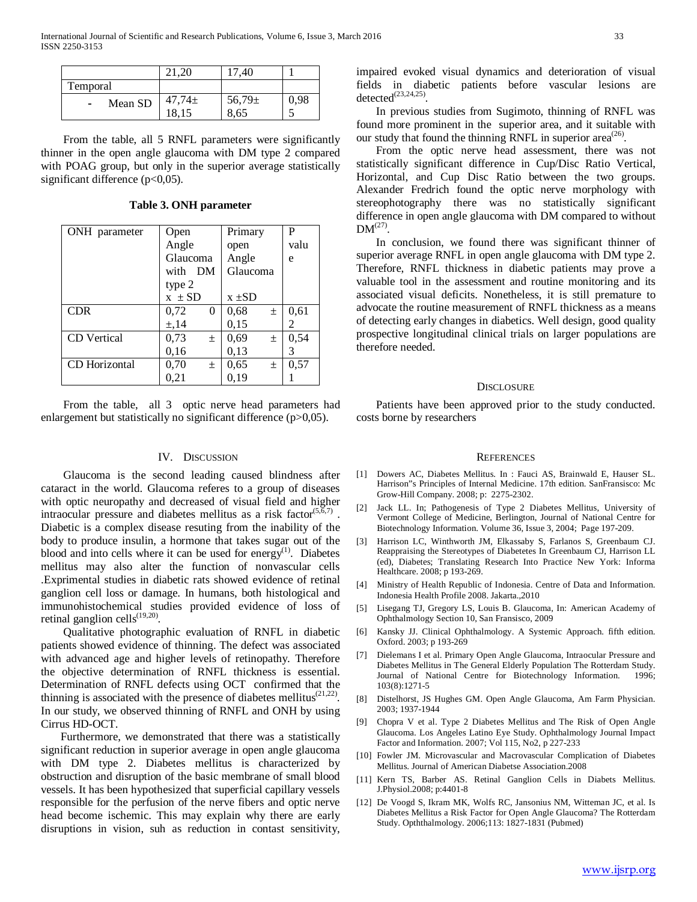| | 21,20 | 17,40 | 1 |
|---|---|---|---|
| Temporal | | | |
| - Mean SD | 47,74± 18,15 | 56,79± 8,65 | 0,985 |

From the table, all 5 RNFL parameters were significantly thinner in the open angle glaucoma with DM type 2 compared with POAG group, but only in the superior average statistically significant difference (p<0,05).

**Table 3. ONH parameter**

| ONH parameter | Open Angle Glaucoma with DM type 2 x ± SD | Primary open Angle Glaucoma x ±SD | P value |
|---|---|---|---|
| CDR | 0,72 0 ±,14 | 0,68 ± 0,15 | 0,612 |
| CD Vertical | 0,73 ± 0,16 | 0,69 ± 0,13 | 0,543 |
| CD Horizontal | 0,70 ± 0,21 | 0,65 ± 0,19 | 0,571 |

From the table, all 3 optic nerve head parameters had enlargement but statistically no significant difference (p>0,05).

## IV. Discussion

Glaucoma is the second leading caused blindness after cataract in the world. Glaucoma referes to a group of diseases with optic neuropathy and decreased of visual field and higher intraocular pressure and diabetes mellitus as a risk factor[5,6,7] . Diabetic is a complex disease resuting from the inability of the body to produce insulin, a hormone that takes sugar out of the blood and into cells where it can be used for energy[1]. Diabetes mellitus may also alter the function of nonvascular cells .Exprimental studies in diabetic rats showed evidence of retinal ganglion cell loss or damage. In humans, both histological and immunohistochemical studies provided evidence of loss of retinal ganglion cells[19,20].

Qualitative photographic evaluation of RNFL in diabetic patients showed evidence of thinning. The defect was associated with advanced age and higher levels of retinopathy. Therefore the objective determination of RNFL thickness is essential. Determination of RNFL defects using OCT confirmed that the thinning is associated with the presence of diabetes mellitus[21,22]. In our study, we observed thinning of RNFL and ONH by using Cirrus HD-OCT.

Furthermore, we demonstrated that there was a statistically significant reduction in superior average in open angle glaucoma with DM type 2. Diabetes mellitus is characterized by obstruction and disruption of the basic membrane of small blood vessels. It has been hypothesized that superficial capillary vessels responsible for the perfusion of the nerve fibers and optic nerve head become ischemic. This may explain why there are early disruptions in vision, suh as reduction in contast sensitivity, impaired evoked visual dynamics and deterioration of visual fields in diabetic patients before vascular lesions are detected[23,24,25].

In previous studies from Sugimoto, thinning of RNFL was found more prominent in the superior area, and it suitable with our study that found the thinning RNFL in superior area[26].

From the optic nerve head assessment, there was not statistically significant difference in Cup/Disc Ratio Vertical, Horizontal, and Cup Disc Ratio between the two groups. Alexander Fredrich found the optic nerve morphology with stereophotography there was no statistically significant difference in open angle glaucoma with DM compared to without DM[27].

In conclusion, we found there was significant thinner of superior average RNFL in open angle glaucoma with DM type 2. Therefore, RNFL thickness in diabetic patients may prove a valuable tool in the assessment and routine monitoring and its associated visual deficits. Nonetheless, it is still premature to advocate the routine measurement of RNFL thickness as a means of detecting early changes in diabetics. Well design, good quality prospective longitudinal clinical trials on larger populations are therefore needed.

## Disclosure

Patients have been approved prior to the study conducted. costs borne by researchers

## References

[1] Dowers AC, Diabetes Mellitus. In : Fauci AS, Brainwald E, Hauser SL. Harrison"s Principles of Internal Medicine. 17th edition. SanFransisco: Mc Grow-Hill Company. 2008; p: 2275-2302.

[2] Jack LL. In; Pathogenesis of Type 2 Diabetes Mellitus, University of Vermont College of Medicine, Berlington, Journal of National Centre for Biotechnology Information. Volume 36, Issue 3, 2004; Page 197-209.

[3] Harrison LC, Winthworth JM, Elkassaby S, Farlanos S, Greenbaum CJ. Reappraising the Stereotypes of Diabetetes In Greenbaum CJ, Harrison LL (ed), Diabetes; Translating Research Into Practice New York: Informa Healthcare. 2008; p 193-269.

[4] Ministry of Health Republic of Indonesia. Centre of Data and Information. Indonesia Health Profile 2008. Jakarta.,2010

[5] Lisegang TJ, Gregory LS, Louis B. Glaucoma, In: American Academy of Ophthalmology Section 10, San Fransisco, 2009

[6] Kansky JJ. Clinical Ophthalmology. A Systemic Approach. fifth edition. Oxford. 2003; p 193-269

[7] Dielemans I et al. Primary Open Angle Glaucoma, Intraocular Pressure and Diabetes Mellitus in The General Elderly Population The Rotterdam Study. Journal of National Centre for Biotechnology Information. 1996; 103(8):1271-5

[8] Distelhorst, JS Hughes GM. Open Angle Glaucoma, Am Farm Physician. 2003; 1937-1944

[9] Chopra V et al. Type 2 Diabetes Mellitus and The Risk of Open Angle Glaucoma. Los Angeles Latino Eye Study. Ophthalmology Journal Impact Factor and Information. 2007; Vol 115, No2, p 227-233

[10] Fowler JM. Microvascular and Macrovascular Complication of Diabetes Mellitus. Journal of American Diabetse Association.2008

[11] Kern TS, Barber AS. Retinal Ganglion Cells in Diabets Mellitus. J.Physiol.2008; p:4401-8

[12] De Voogd S, Ikram MK, Wolfs RC, Jansonius NM, Witteman JC, et al. Is Diabetes Mellitus a Risk Factor for Open Angle Glaucoma? The Rotterdam Study. Opththalmology. 2006;113: 1827-1831 (Pubmed)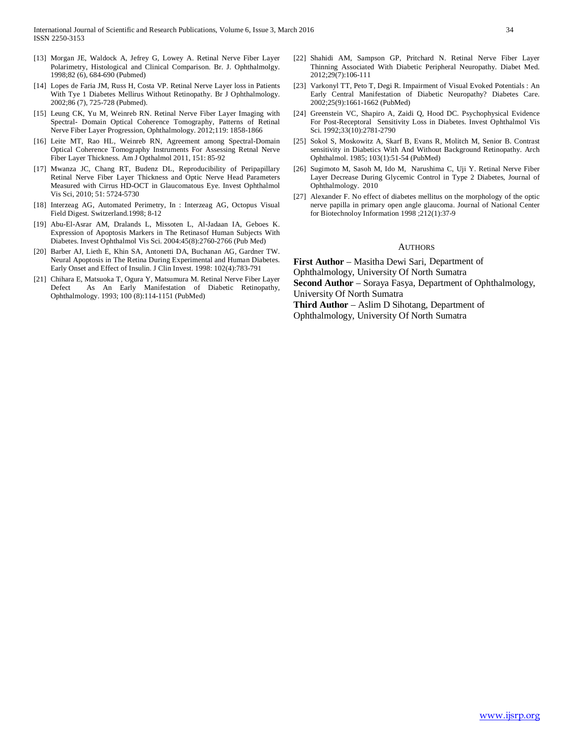[13] Morgan JE, Waldock A, Jefrey G, Lowey A. Retinal Nerve Fiber Layer Polarimetry, Histological and Clinical Comparison. Br. J. Ophthalmolgy. 1998;82 (6), 684-690 (Pubmed)

[14] Lopes de Faria JM, Russ H, Costa VP. Retinal Nerve Layer loss in Patients With Tye 1 Diabetes Mellirus Without Retinopathy. Br J Ophthalmology. 2002;86 (7), 725-728 (Pubmed).

[15] Leung CK, Yu M, Weinreb RN. Retinal Nerve Fiber Layer Imaging with Spectral- Domain Optical Coherence Tomography, Patterns of Retinal Nerve Fiber Layer Progression, Ophthalmology. 2012;119: 1858-1866

[16] Leite MT, Rao HL, Weinreb RN, Agreement among Spectral-Domain Optical Coherence Tomography Instruments For Assessing Retnal Nerve Fiber Layer Thickness. Am J Opthalmol 2011, 151: 85-92

[17] Mwanza JC, Chang RT, Budenz DL, Reproducibility of Peripapillary Retinal Nerve Fiber Layer Thickness and Optic Nerve Head Parameters Measured with Cirrus HD-OCT in Glaucomatous Eye. Invest Ophthalmol Vis Sci, 2010; 51: 5724-5730

[18] Interzeag AG, Automated Perimetry, In : Interzeag AG, Octopus Visual Field Digest. Switzerland.1998; 8-12

[19] Abu-El-Asrar AM, Dralands L, Missoten L, Al-Jadaan IA, Geboes K. Expression of Apoptosis Markers in The Retinasof Human Subjects With Diabetes. Invest Ophthalmol Vis Sci. 2004:45(8):2760-2766 (Pub Med)

[20] Barber AJ, Lieth E, Khin SA, Antonetti DA, Buchanan AG, Gardner TW. Neural Apoptosis in The Retina During Experimental and Human Diabetes. Early Onset and Effect of Insulin. J Clin Invest. 1998: 102(4):783-791

[21] Chihara E, Matsuoka T, Ogura Y, Matsumura M. Retinal Nerve Fiber Layer Defect As An Early Manifestation of Diabetic Retinopathy, Ophthalmology. 1993; 100 (8):114-1151 (PubMed)

[22] Shahidi AM, Sampson GP, Pritchard N. Retinal Nerve Fiber Layer Thinning Associated With Diabetic Peripheral Neuropathy. Diabet Med. 2012;29(7):106-111

[23] Varkonyl TT, Peto T, Degi R. Impairment of Visual Evoked Potentials : An Early Central Manifestation of Diabetic Neuropathy? Diabetes Care. 2002;25(9):1661-1662 (PubMed)

[24] Greenstein VC, Shapiro A, Zaidi Q, Hood DC. Psychophysical Evidence For Post-Receptoral Sensitivity Loss in Diabetes. Invest Ophthalmol Vis Sci. 1992;33(10):2781-2790

[25] Sokol S, Moskowitz A, Skarf B, Evans R, Molitch M, Senior B. Contrast sensitivity in Diabetics With And Without Background Retinopathy. Arch Ophthalmol. 1985; 103(1):51-54 (PubMed)

[26] Sugimoto M, Sasoh M, Ido M, Narushima C, Uji Y. Retinal Nerve Fiber Layer Decrease During Glycemic Control in Type 2 Diabetes, Journal of Ophthalmology. 2010

[27] Alexander F. No effect of diabetes mellitus on the morphology of the optic nerve papilla in primary open angle glaucoma. Journal of National Center for Biotechnoloy Information 1998 ;212(1):37-9

## AUTHORS

**First Author** – Masitha Dewi Sari, Department of Ophthalmology, University Of North Sumatra

**Second Author** – Soraya Fasya, Department of Ophthalmology, University Of North Sumatra

**Third Author** – Aslim D Sihotang, Department of Ophthalmology, University Of North Sumatra